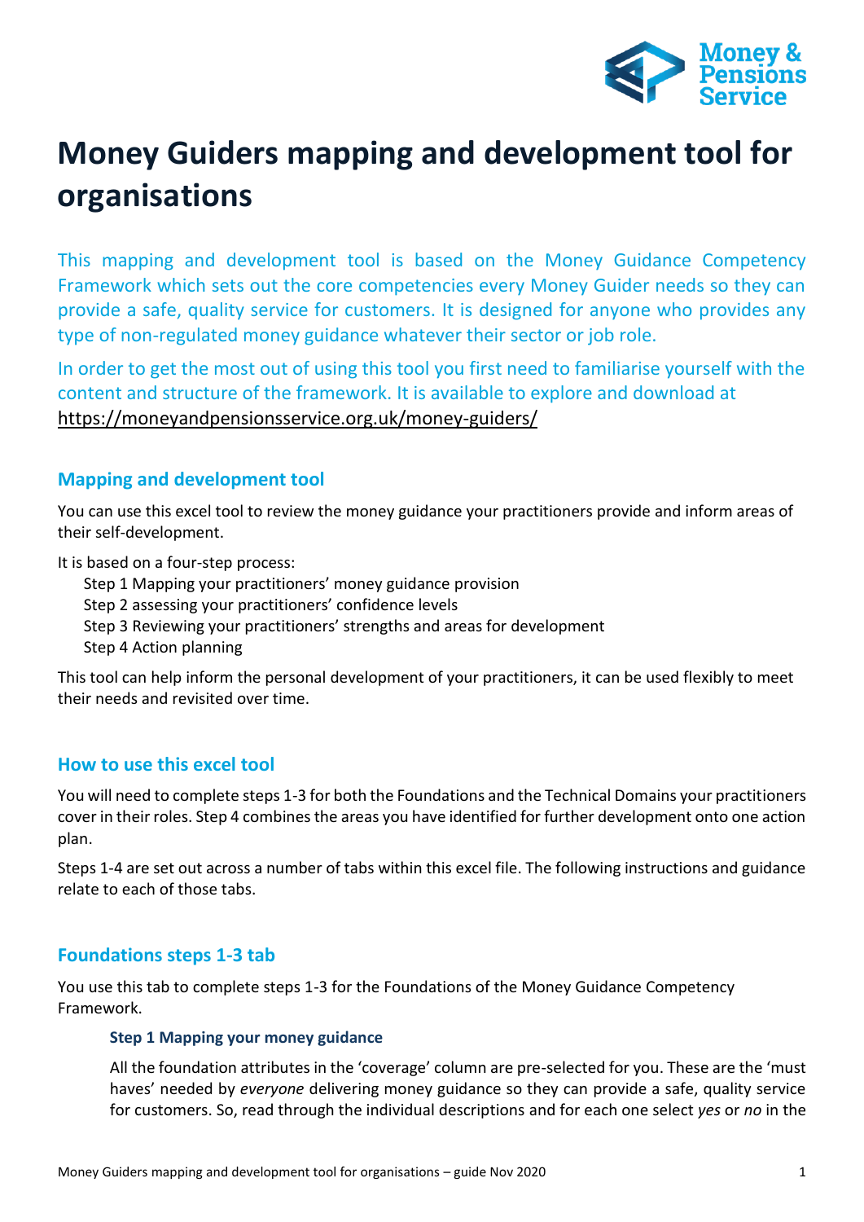# Money Guiders mapping and development tool for organisations

This mapping and development tool is based on the Money Guidance Competency Framework which sets out the core competencies every Money Guider needs so they can provide a safe, quality service for customers. It is designed for anyone who provides any type of non-regulated money guidance whatever their sector or job role.

In order to get the most out of using this tool you first need to familiarise yourself with the content and structure of the framework. It is available to explore and download at https://moneyandpensionsservice.org.uk/money-guiders/

## Mapping and development tool

You can use this excel tool to review the money guidance your practitioners provide and inform areas of their self-development.

It is based on a four-step process:

- Step 1 Mapping your practitioners' money guidance provision
- Step 2 assessing your practitioners' confidence levels
- Step 3 Reviewing your practitioners' strengths and areas for development
- Step 4 Action planning

This tool can help inform the personal development of your practitioners, it can be used flexibly to meet their needs and revisited over time.

## How to use this excel tool

You will need to complete steps 1-3 for both the Foundations and the Technical Domains your practitioners cover in their roles. Step 4 combines the areas you have identified for further development onto one action plan.

Steps 1-4 are set out across a number of tabs within this excel file. The following instructions and guidance relate to each of those tabs.

## Foundations steps 1-3 tab

You use this tab to complete steps 1-3 for the Foundations of the Money Guidance Competency Framework.

### Step 1 Mapping your money guidance

All the foundation attributes in the 'coverage' column are pre-selected for you. These are the 'must haves' needed by *everyone* delivering money guidance so they can provide a safe, quality service for customers. So, read through the individual descriptions and for each one select *yes* or *no* in the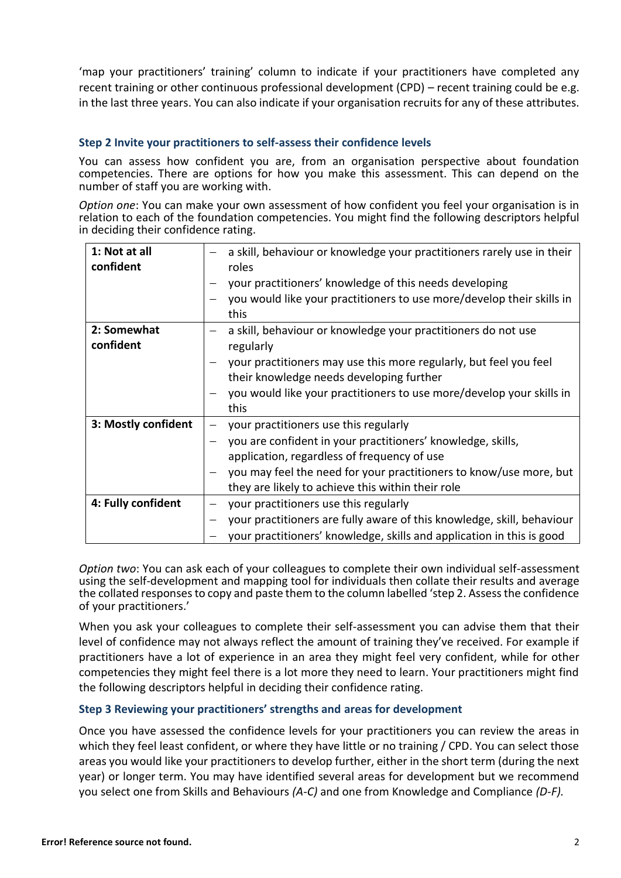'map your practitioners' training' column to indicate if your practitioners have completed any recent training or other continuous professional development (CPD) – recent training could be e.g. in the last three years. You can also indicate if your organisation recruits for any of these attributes.

### Step 2 Invite your practitioners to self-assess their confidence levels

You can assess how confident you are, from an organisation perspective about foundation competencies. There are options for how you make this assessment. This can depend on the number of staff you are working with.

*Option one*: You can make your own assessment of how confident you feel your organisation is in relation to each of the foundation competencies. You might find the following descriptors helpful in deciding their confidence rating.

| | |
|---|---|
| **1: Not at all confident** | – a skill, behaviour or knowledge your practitioners rarely use in their roles<br>– your practitioners' knowledge of this needs developing<br>– you would like your practitioners to use more/develop their skills in this |
| **2: Somewhat confident** | – a skill, behaviour or knowledge your practitioners do not use regularly<br>– your practitioners may use this more regularly, but feel you feel their knowledge needs developing further<br>– you would like your practitioners to use more/develop your skills in this |
| **3: Mostly confident** | – your practitioners use this regularly<br>– you are confident in your practitioners' knowledge, skills, application, regardless of frequency of use<br>– you may feel the need for your practitioners to know/use more, but they are likely to achieve this within their role |
| **4: Fully confident** | – your practitioners use this regularly<br>– your practitioners are fully aware of this knowledge, skill, behaviour<br>– your practitioners' knowledge, skills and application in this is good |

*Option two*: You can ask each of your colleagues to complete their own individual self-assessment using the self-development and mapping tool for individuals then collate their results and average the collated responses to copy and paste them to the column labelled 'step 2. Assess the confidence of your practitioners.'

When you ask your colleagues to complete their self-assessment you can advise them that their level of confidence may not always reflect the amount of training they've received. For example if practitioners have a lot of experience in an area they might feel very confident, while for other competencies they might feel there is a lot more they need to learn. Your practitioners might find the following descriptors helpful in deciding their confidence rating.

### Step 3 Reviewing your practitioners' strengths and areas for development

Once you have assessed the confidence levels for your practitioners you can review the areas in which they feel least confident, or where they have little or no training / CPD. You can select those areas you would like your practitioners to develop further, either in the short term (during the next year) or longer term. You may have identified several areas for development but we recommend you select one from Skills and Behaviours *(A-C)* and one from Knowledge and Compliance *(D-F).*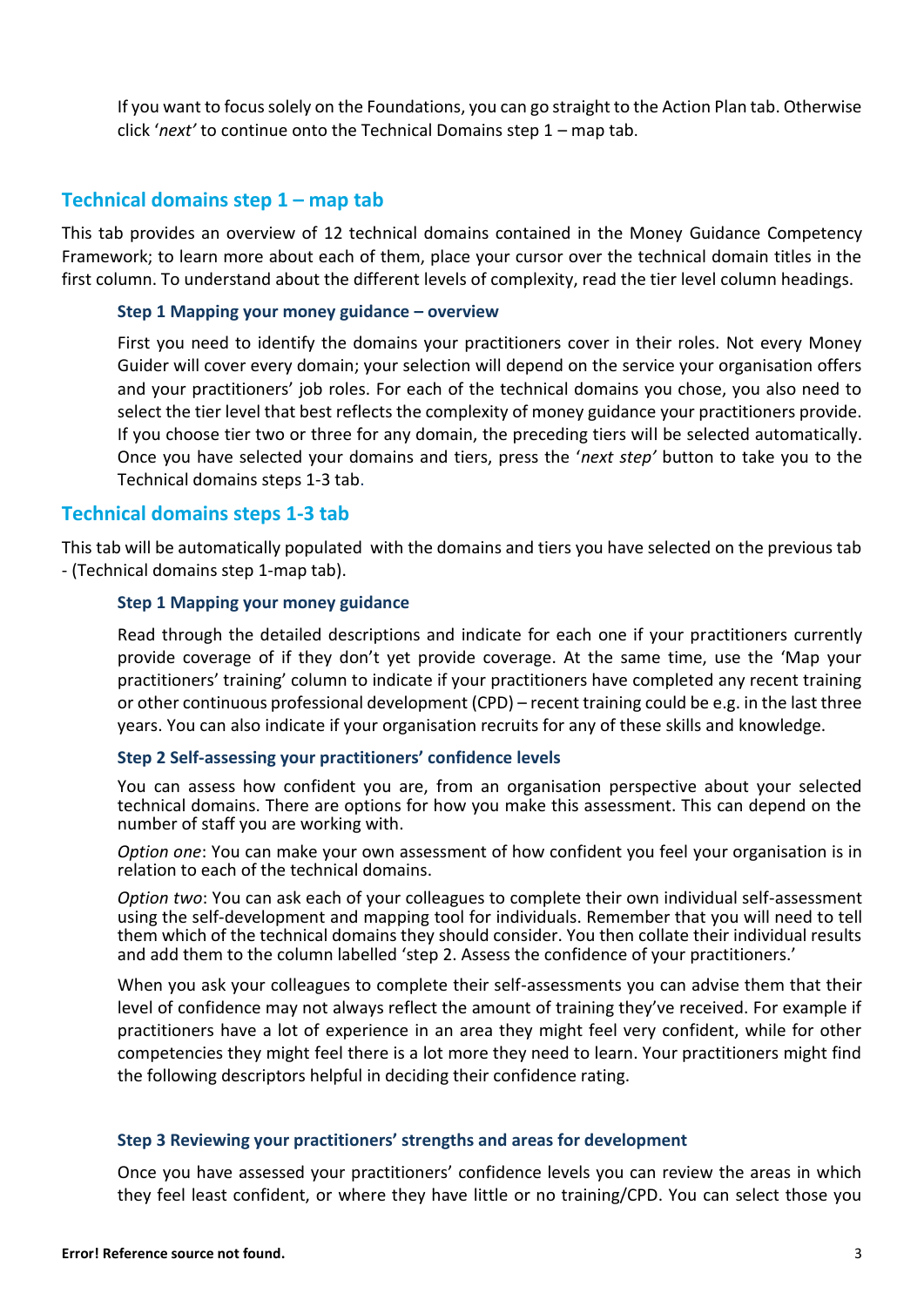If you want to focus solely on the Foundations, you can go straight to the Action Plan tab. Otherwise click '*next'* to continue onto the Technical Domains step 1 – map tab.

## Technical domains step 1 – map tab

This tab provides an overview of 12 technical domains contained in the Money Guidance Competency Framework; to learn more about each of them, place your cursor over the technical domain titles in the first column. To understand about the different levels of complexity, read the tier level column headings.

### Step 1 Mapping your money guidance – overview

First you need to identify the domains your practitioners cover in their roles. Not every Money Guider will cover every domain; your selection will depend on the service your organisation offers and your practitioners' job roles. For each of the technical domains you chose, you also need to select the tier level that best reflects the complexity of money guidance your practitioners provide. If you choose tier two or three for any domain, the preceding tiers will be selected automatically. Once you have selected your domains and tiers, press the '*next step'* button to take you to the Technical domains steps 1-3 tab.

## Technical domains steps 1-3 tab

This tab will be automatically populated with the domains and tiers you have selected on the previous tab - (Technical domains step 1-map tab).

### Step 1 Mapping your money guidance

Read through the detailed descriptions and indicate for each one if your practitioners currently provide coverage of if they don't yet provide coverage. At the same time, use the 'Map your practitioners' training' column to indicate if your practitioners have completed any recent training or other continuous professional development (CPD) – recent training could be e.g. in the last three years. You can also indicate if your organisation recruits for any of these skills and knowledge.

### Step 2 Self-assessing your practitioners' confidence levels

You can assess how confident you are, from an organisation perspective about your selected technical domains. There are options for how you make this assessment. This can depend on the number of staff you are working with.

*Option one*: You can make your own assessment of how confident you feel your organisation is in relation to each of the technical domains.

*Option two*: You can ask each of your colleagues to complete their own individual self-assessment using the self-development and mapping tool for individuals. Remember that you will need to tell them which of the technical domains they should consider. You then collate their individual results and add them to the column labelled 'step 2. Assess the confidence of your practitioners.'

When you ask your colleagues to complete their self-assessments you can advise them that their level of confidence may not always reflect the amount of training they've received. For example if practitioners have a lot of experience in an area they might feel very confident, while for other competencies they might feel there is a lot more they need to learn. Your practitioners might find the following descriptors helpful in deciding their confidence rating.

### Step 3 Reviewing your practitioners' strengths and areas for development

Once you have assessed your practitioners' confidence levels you can review the areas in which they feel least confident, or where they have little or no training/CPD. You can select those you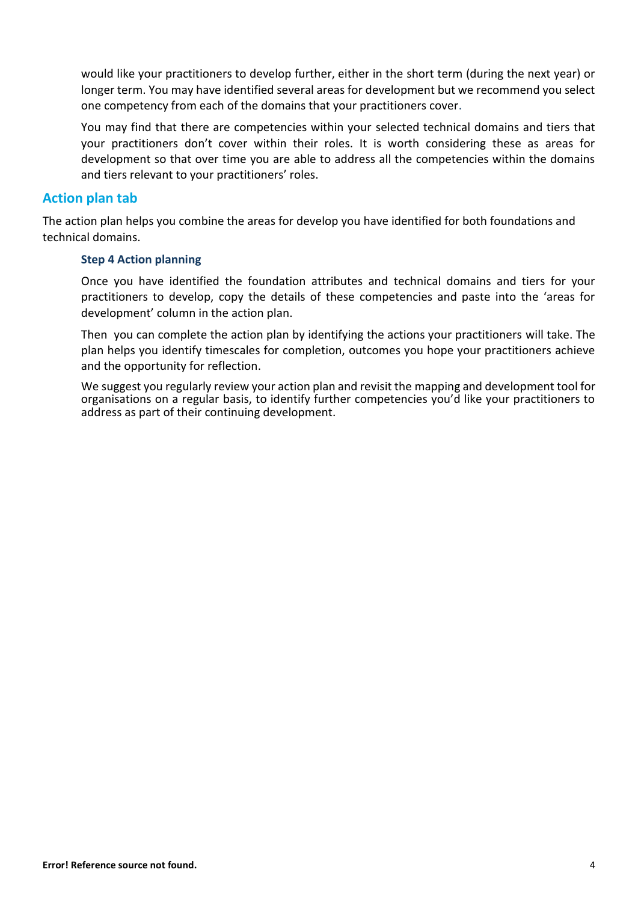would like your practitioners to develop further, either in the short term (during the next year) or longer term. You may have identified several areas for development but we recommend you select one competency from each of the domains that your practitioners cover.

You may find that there are competencies within your selected technical domains and tiers that your practitioners don't cover within their roles. It is worth considering these as areas for development so that over time you are able to address all the competencies within the domains and tiers relevant to your practitioners' roles.

## Action plan tab

The action plan helps you combine the areas for develop you have identified for both foundations and technical domains.

### Step 4 Action planning

Once you have identified the foundation attributes and technical domains and tiers for your practitioners to develop, copy the details of these competencies and paste into the 'areas for development' column in the action plan.

Then you can complete the action plan by identifying the actions your practitioners will take. The plan helps you identify timescales for completion, outcomes you hope your practitioners achieve and the opportunity for reflection.

We suggest you regularly review your action plan and revisit the mapping and development tool for organisations on a regular basis, to identify further competencies you'd like your practitioners to address as part of their continuing development.